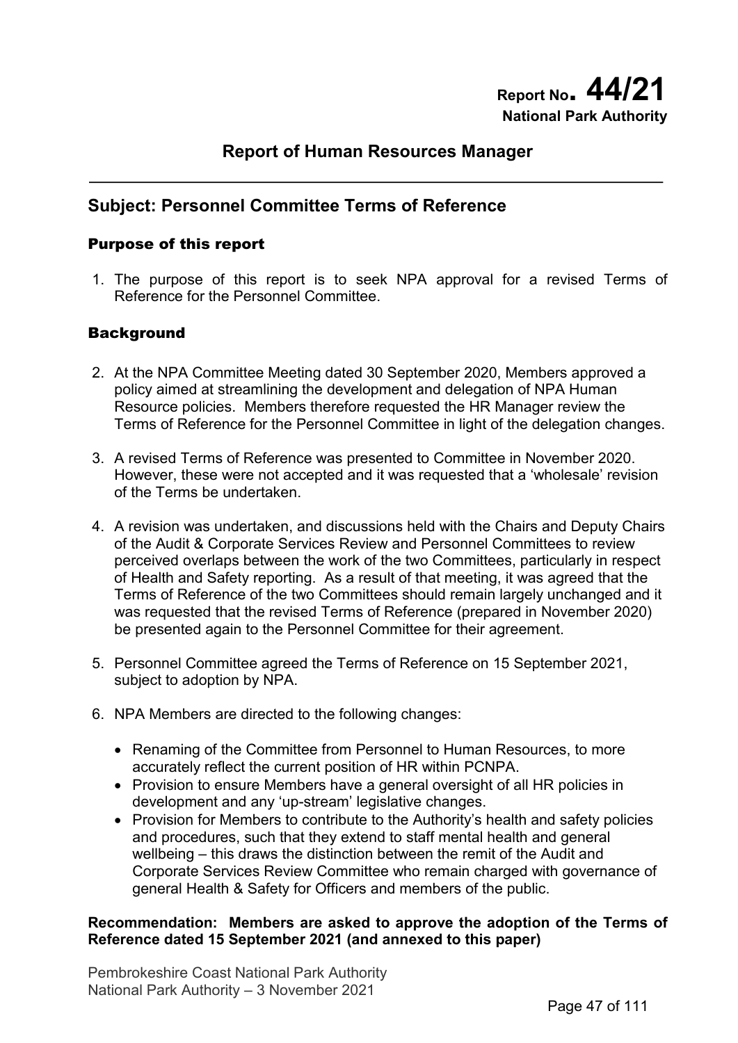**Report No. 44/21**
**National Park Authority**

## Report of Human Resources Manager

## Subject: Personnel Committee Terms of Reference

### Purpose of this report

1. The purpose of this report is to seek NPA approval for a revised Terms of Reference for the Personnel Committee.

### Background

2. At the NPA Committee Meeting dated 30 September 2020, Members approved a policy aimed at streamlining the development and delegation of NPA Human Resource policies. Members therefore requested the HR Manager review the Terms of Reference for the Personnel Committee in light of the delegation changes.

3. A revised Terms of Reference was presented to Committee in November 2020. However, these were not accepted and it was requested that a 'wholesale' revision of the Terms be undertaken.

4. A revision was undertaken, and discussions held with the Chairs and Deputy Chairs of the Audit & Corporate Services Review and Personnel Committees to review perceived overlaps between the work of the two Committees, particularly in respect of Health and Safety reporting. As a result of that meeting, it was agreed that the Terms of Reference of the two Committees should remain largely unchanged and it was requested that the revised Terms of Reference (prepared in November 2020) be presented again to the Personnel Committee for their agreement.

5. Personnel Committee agreed the Terms of Reference on 15 September 2021, subject to adoption by NPA.

6. NPA Members are directed to the following changes:

   - Renaming of the Committee from Personnel to Human Resources, to more accurately reflect the current position of HR within PCNPA.
   - Provision to ensure Members have a general oversight of all HR policies in development and any 'up-stream' legislative changes.
   - Provision for Members to contribute to the Authority's health and safety policies and procedures, such that they extend to staff mental health and general wellbeing – this draws the distinction between the remit of the Audit and Corporate Services Review Committee who remain charged with governance of general Health & Safety for Officers and members of the public.

**Recommendation: Members are asked to approve the adoption of the Terms of Reference dated 15 September 2021 (and annexed to this paper)**

Pembrokeshire Coast National Park Authority
National Park Authority – 3 November 2021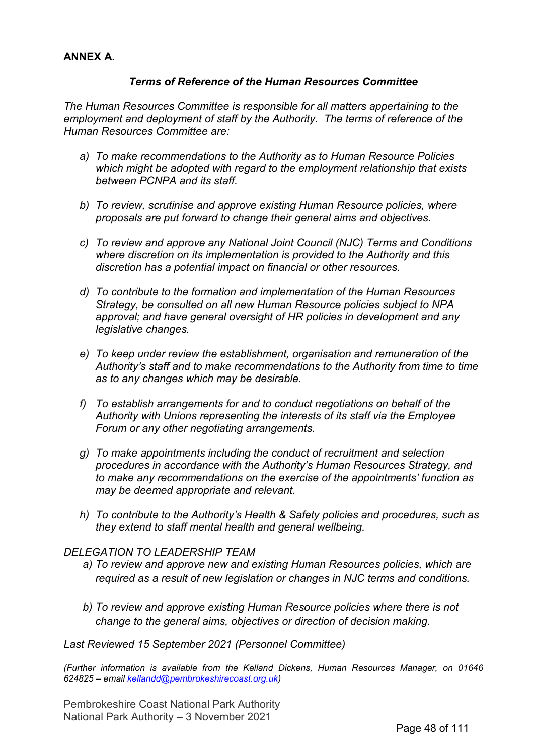**ANNEX A.**

***Terms of Reference of the Human Resources Committee***

*The Human Resources Committee is responsible for all matters appertaining to the employment and deployment of staff by the Authority. The terms of reference of the Human Resources Committee are:*

- *a) To make recommendations to the Authority as to Human Resource Policies which might be adopted with regard to the employment relationship that exists between PCNPA and its staff.*
- *b) To review, scrutinise and approve existing Human Resource policies, where proposals are put forward to change their general aims and objectives.*
- *c) To review and approve any National Joint Council (NJC) Terms and Conditions where discretion on its implementation is provided to the Authority and this discretion has a potential impact on financial or other resources.*
- *d) To contribute to the formation and implementation of the Human Resources Strategy, be consulted on all new Human Resource policies subject to NPA approval; and have general oversight of HR policies in development and any legislative changes.*
- *e) To keep under review the establishment, organisation and remuneration of the Authority's staff and to make recommendations to the Authority from time to time as to any changes which may be desirable.*
- *f) To establish arrangements for and to conduct negotiations on behalf of the Authority with Unions representing the interests of its staff via the Employee Forum or any other negotiating arrangements.*
- *g) To make appointments including the conduct of recruitment and selection procedures in accordance with the Authority's Human Resources Strategy, and to make any recommendations on the exercise of the appointments' function as may be deemed appropriate and relevant.*
- *h) To contribute to the Authority's Health & Safety policies and procedures, such as they extend to staff mental health and general wellbeing.*

*DELEGATION TO LEADERSHIP TEAM*

- *a) To review and approve new and existing Human Resources policies, which are required as a result of new legislation or changes in NJC terms and conditions.*
- *b) To review and approve existing Human Resource policies where there is not change to the general aims, objectives or direction of decision making.*

*Last Reviewed 15 September 2021 (Personnel Committee)*

*(Further information is available from the Kelland Dickens, Human Resources Manager, on 01646 624825 – email [kellandd@pembrokeshirecoast.org.uk](mailto:kellandd@pembrokeshirecoast.org.uk))*